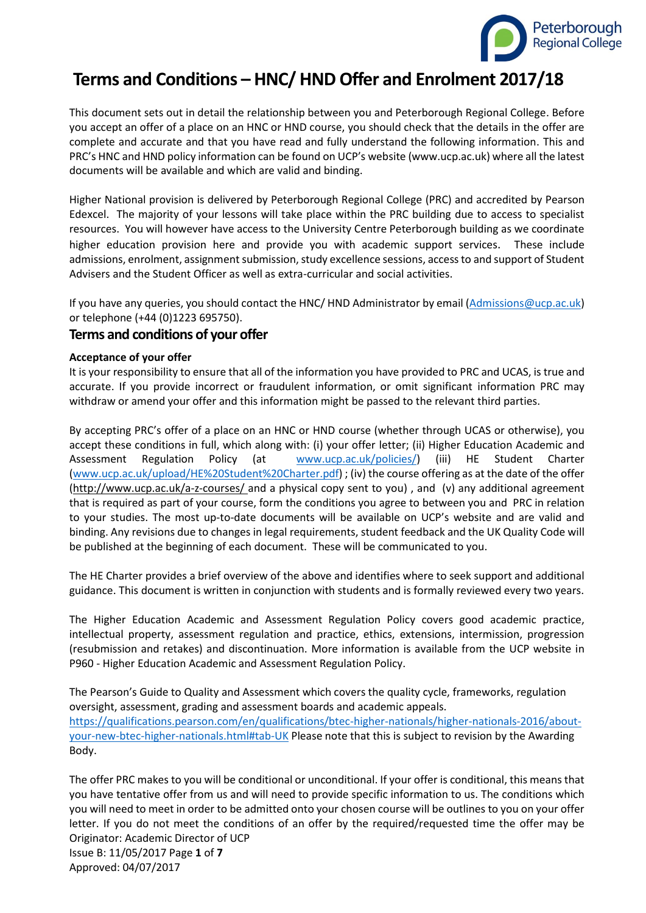# Terms and Conditions – HNC/ HND Offer and Enrolment 2017/18

This document sets out in detail the relationship between you and Peterborough Regional College. Before you accept an offer of a place on an HNC or HND course, you should check that the details in the offer are complete and accurate and that you have read and fully understand the following information. This and PRC's HNC and HND policy information can be found on UCP's website (www.ucp.ac.uk) where all the latest documents will be available and which are valid and binding.

Higher National provision is delivered by Peterborough Regional College (PRC) and accredited by Pearson Edexcel. The majority of your lessons will take place within the PRC building due to access to specialist resources. You will however have access to the University Centre Peterborough building as we coordinate higher education provision here and provide you with academic support services. These include admissions, enrolment, assignment submission, study excellence sessions, access to and support of Student Advisers and the Student Officer as well as extra-curricular and social activities.

If you have any queries, you should contact the HNC/ HND Administrator by email (Admissions@ucp.ac.uk) or telephone (+44 (0)1223 695750).

## Terms and conditions of your offer

**Acceptance of your offer**

It is your responsibility to ensure that all of the information you have provided to PRC and UCAS, is true and accurate. If you provide incorrect or fraudulent information, or omit significant information PRC may withdraw or amend your offer and this information might be passed to the relevant third parties.

By accepting PRC's offer of a place on an HNC or HND course (whether through UCAS or otherwise), you accept these conditions in full, which along with: (i) your offer letter; (ii) Higher Education Academic and Assessment Regulation Policy (at www.ucp.ac.uk/policies/) (iii) HE Student Charter (www.ucp.ac.uk/upload/HE%20Student%20Charter.pdf) ; (iv) the course offering as at the date of the offer (http://www.ucp.ac.uk/a-z-courses/ and a physical copy sent to you) , and (v) any additional agreement that is required as part of your course, form the conditions you agree to between you and PRC in relation to your studies. The most up-to-date documents will be available on UCP's website and are valid and binding. Any revisions due to changes in legal requirements, student feedback and the UK Quality Code will be published at the beginning of each document. These will be communicated to you.

The HE Charter provides a brief overview of the above and identifies where to seek support and additional guidance. This document is written in conjunction with students and is formally reviewed every two years.

The Higher Education Academic and Assessment Regulation Policy covers good academic practice, intellectual property, assessment regulation and practice, ethics, extensions, intermission, progression (resubmission and retakes) and discontinuation. More information is available from the UCP website in P960 - Higher Education Academic and Assessment Regulation Policy.

The Pearson's Guide to Quality and Assessment which covers the quality cycle, frameworks, regulation oversight, assessment, grading and assessment boards and academic appeals. https://qualifications.pearson.com/en/qualifications/btec-higher-nationals/higher-nationals-2016/about-your-new-btec-higher-nationals.html#tab-UK Please note that this is subject to revision by the Awarding Body.

The offer PRC makes to you will be conditional or unconditional. If your offer is conditional, this means that you have tentative offer from us and will need to provide specific information to us. The conditions which you will need to meet in order to be admitted onto your chosen course will be outlines to you on your offer letter. If you do not meet the conditions of an offer by the required/requested time the offer may be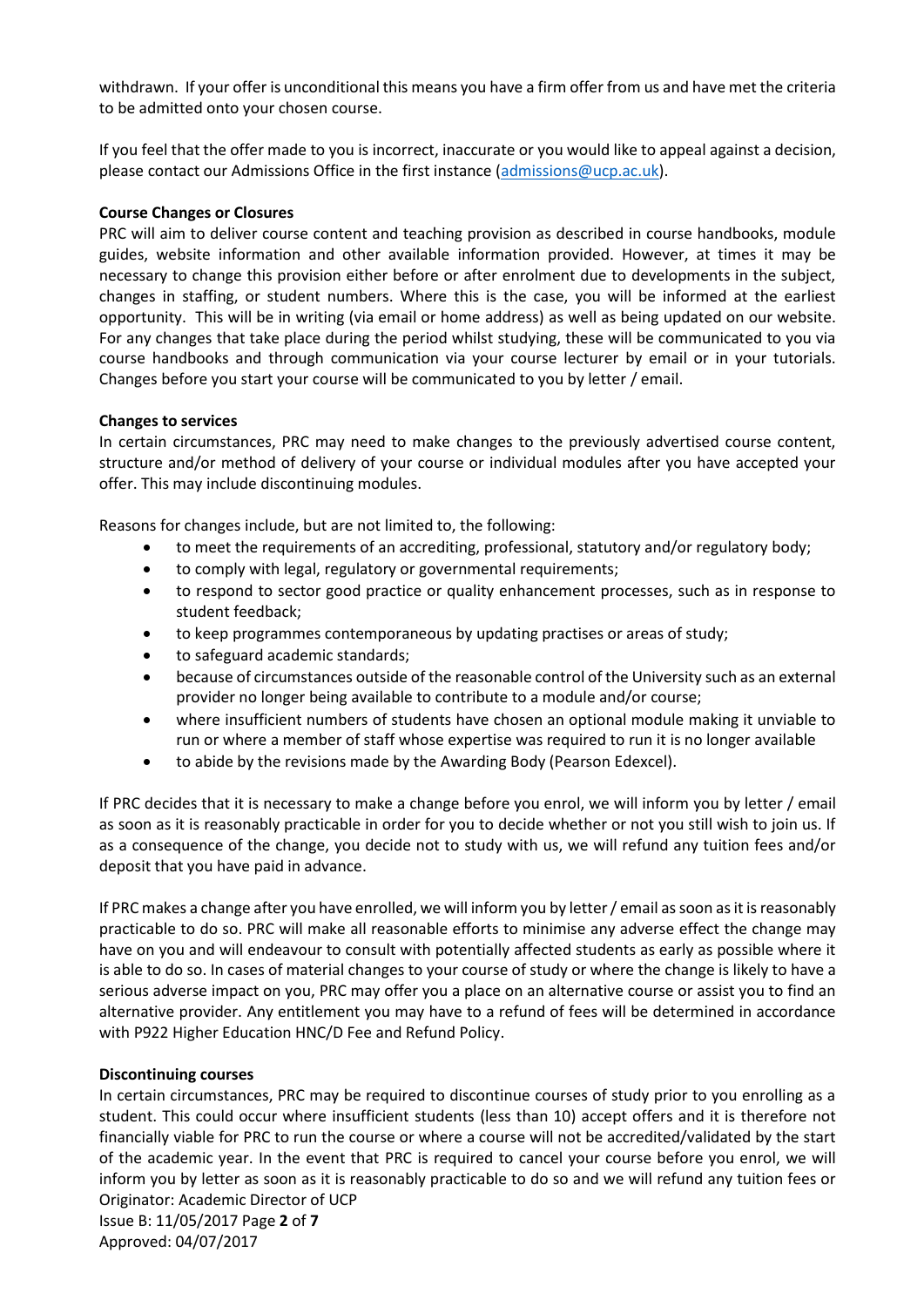withdrawn. If your offer is unconditional this means you have a firm offer from us and have met the criteria to be admitted onto your chosen course.

If you feel that the offer made to you is incorrect, inaccurate or you would like to appeal against a decision, please contact our Admissions Office in the first instance (admissions@ucp.ac.uk).

**Course Changes or Closures**

PRC will aim to deliver course content and teaching provision as described in course handbooks, module guides, website information and other available information provided. However, at times it may be necessary to change this provision either before or after enrolment due to developments in the subject, changes in staffing, or student numbers. Where this is the case, you will be informed at the earliest opportunity. This will be in writing (via email or home address) as well as being updated on our website. For any changes that take place during the period whilst studying, these will be communicated to you via course handbooks and through communication via your course lecturer by email or in your tutorials. Changes before you start your course will be communicated to you by letter / email.

**Changes to services**

In certain circumstances, PRC may need to make changes to the previously advertised course content, structure and/or method of delivery of your course or individual modules after you have accepted your offer. This may include discontinuing modules.

Reasons for changes include, but are not limited to, the following:

- to meet the requirements of an accrediting, professional, statutory and/or regulatory body;
- to comply with legal, regulatory or governmental requirements;
- to respond to sector good practice or quality enhancement processes, such as in response to student feedback;
- to keep programmes contemporaneous by updating practises or areas of study;
- to safeguard academic standards;
- because of circumstances outside of the reasonable control of the University such as an external provider no longer being available to contribute to a module and/or course;
- where insufficient numbers of students have chosen an optional module making it unviable to run or where a member of staff whose expertise was required to run it is no longer available
- to abide by the revisions made by the Awarding Body (Pearson Edexcel).

If PRC decides that it is necessary to make a change before you enrol, we will inform you by letter / email as soon as it is reasonably practicable in order for you to decide whether or not you still wish to join us. If as a consequence of the change, you decide not to study with us, we will refund any tuition fees and/or deposit that you have paid in advance.

If PRC makes a change after you have enrolled, we will inform you by letter / email as soon as it is reasonably practicable to do so. PRC will make all reasonable efforts to minimise any adverse effect the change may have on you and will endeavour to consult with potentially affected students as early as possible where it is able to do so. In cases of material changes to your course of study or where the change is likely to have a serious adverse impact on you, PRC may offer you a place on an alternative course or assist you to find an alternative provider. Any entitlement you may have to a refund of fees will be determined in accordance with P922 Higher Education HNC/D Fee and Refund Policy.

**Discontinuing courses**

In certain circumstances, PRC may be required to discontinue courses of study prior to you enrolling as a student. This could occur where insufficient students (less than 10) accept offers and it is therefore not financially viable for PRC to run the course or where a course will not be accredited/validated by the start of the academic year. In the event that PRC is required to cancel your course before you enrol, we will inform you by letter as soon as it is reasonably practicable to do so and we will refund any tuition fees or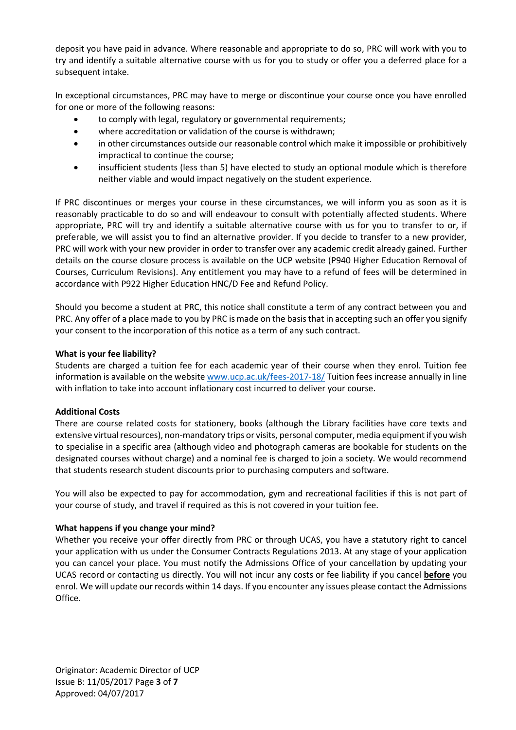deposit you have paid in advance. Where reasonable and appropriate to do so, PRC will work with you to try and identify a suitable alternative course with us for you to study or offer you a deferred place for a subsequent intake.

In exceptional circumstances, PRC may have to merge or discontinue your course once you have enrolled for one or more of the following reasons:

- to comply with legal, regulatory or governmental requirements;
- where accreditation or validation of the course is withdrawn;
- in other circumstances outside our reasonable control which make it impossible or prohibitively impractical to continue the course;
- insufficient students (less than 5) have elected to study an optional module which is therefore neither viable and would impact negatively on the student experience.

If PRC discontinues or merges your course in these circumstances, we will inform you as soon as it is reasonably practicable to do so and will endeavour to consult with potentially affected students. Where appropriate, PRC will try and identify a suitable alternative course with us for you to transfer to or, if preferable, we will assist you to find an alternative provider. If you decide to transfer to a new provider, PRC will work with your new provider in order to transfer over any academic credit already gained. Further details on the course closure process is available on the UCP website (P940 Higher Education Removal of Courses, Curriculum Revisions). Any entitlement you may have to a refund of fees will be determined in accordance with P922 Higher Education HNC/D Fee and Refund Policy.

Should you become a student at PRC, this notice shall constitute a term of any contract between you and PRC. Any offer of a place made to you by PRC is made on the basis that in accepting such an offer you signify your consent to the incorporation of this notice as a term of any such contract.

**What is your fee liability?**

Students are charged a tuition fee for each academic year of their course when they enrol. Tuition fee information is available on the website [www.ucp.ac.uk/fees-2017-18/](www.ucp.ac.uk/fees-2017-18/) Tuition fees increase annually in line with inflation to take into account inflationary cost incurred to deliver your course.

**Additional Costs**

There are course related costs for stationery, books (although the Library facilities have core texts and extensive virtual resources), non-mandatory trips or visits, personal computer, media equipment if you wish to specialise in a specific area (although video and photograph cameras are bookable for students on the designated courses without charge) and a nominal fee is charged to join a society. We would recommend that students research student discounts prior to purchasing computers and software.

You will also be expected to pay for accommodation, gym and recreational facilities if this is not part of your course of study, and travel if required as this is not covered in your tuition fee.

**What happens if you change your mind?**

Whether you receive your offer directly from PRC or through UCAS, you have a statutory right to cancel your application with us under the Consumer Contracts Regulations 2013. At any stage of your application you can cancel your place. You must notify the Admissions Office of your cancellation by updating your UCAS record or contacting us directly. You will not incur any costs or fee liability if you cancel **before** you enrol. We will update our records within 14 days. If you encounter any issues please contact the Admissions Office.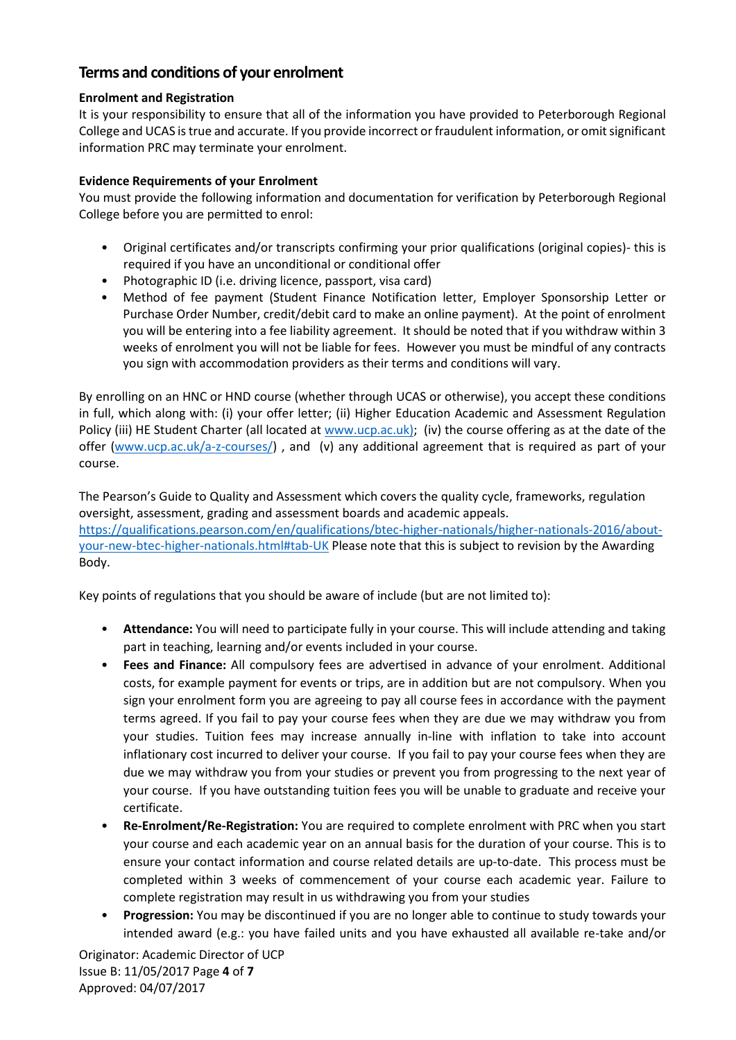## Terms and conditions of your enrolment

**Enrolment and Registration**

It is your responsibility to ensure that all of the information you have provided to Peterborough Regional College and UCAS is true and accurate. If you provide incorrect or fraudulent information, or omit significant information PRC may terminate your enrolment.

**Evidence Requirements of your Enrolment**

You must provide the following information and documentation for verification by Peterborough Regional College before you are permitted to enrol:

- Original certificates and/or transcripts confirming your prior qualifications (original copies)- this is required if you have an unconditional or conditional offer
- Photographic ID (i.e. driving licence, passport, visa card)
- Method of fee payment (Student Finance Notification letter, Employer Sponsorship Letter or Purchase Order Number, credit/debit card to make an online payment). At the point of enrolment you will be entering into a fee liability agreement. It should be noted that if you withdraw within 3 weeks of enrolment you will not be liable for fees. However you must be mindful of any contracts you sign with accommodation providers as their terms and conditions will vary.

By enrolling on an HNC or HND course (whether through UCAS or otherwise), you accept these conditions in full, which along with: (i) your offer letter; (ii) Higher Education Academic and Assessment Regulation Policy (iii) HE Student Charter (all located at www.ucp.ac.uk); (iv) the course offering as at the date of the offer (www.ucp.ac.uk/a-z-courses/) , and (v) any additional agreement that is required as part of your course.

The Pearson's Guide to Quality and Assessment which covers the quality cycle, frameworks, regulation oversight, assessment, grading and assessment boards and academic appeals. https://qualifications.pearson.com/en/qualifications/btec-higher-nationals/higher-nationals-2016/about-your-new-btec-higher-nationals.html#tab-UK Please note that this is subject to revision by the Awarding Body.

Key points of regulations that you should be aware of include (but are not limited to):

- **Attendance:** You will need to participate fully in your course. This will include attending and taking part in teaching, learning and/or events included in your course.
- **Fees and Finance:** All compulsory fees are advertised in advance of your enrolment. Additional costs, for example payment for events or trips, are in addition but are not compulsory. When you sign your enrolment form you are agreeing to pay all course fees in accordance with the payment terms agreed. If you fail to pay your course fees when they are due we may withdraw you from your studies. Tuition fees may increase annually in-line with inflation to take into account inflationary cost incurred to deliver your course. If you fail to pay your course fees when they are due we may withdraw you from your studies or prevent you from progressing to the next year of your course. If you have outstanding tuition fees you will be unable to graduate and receive your certificate.
- **Re-Enrolment/Re-Registration:** You are required to complete enrolment with PRC when you start your course and each academic year on an annual basis for the duration of your course. This is to ensure your contact information and course related details are up-to-date. This process must be completed within 3 weeks of commencement of your course each academic year. Failure to complete registration may result in us withdrawing you from your studies
- **Progression:** You may be discontinued if you are no longer able to continue to study towards your intended award (e.g.: you have failed units and you have exhausted all available re-take and/or

Originator: Academic Director of UCP
Issue B: 11/05/2017
Approved: 04/07/2017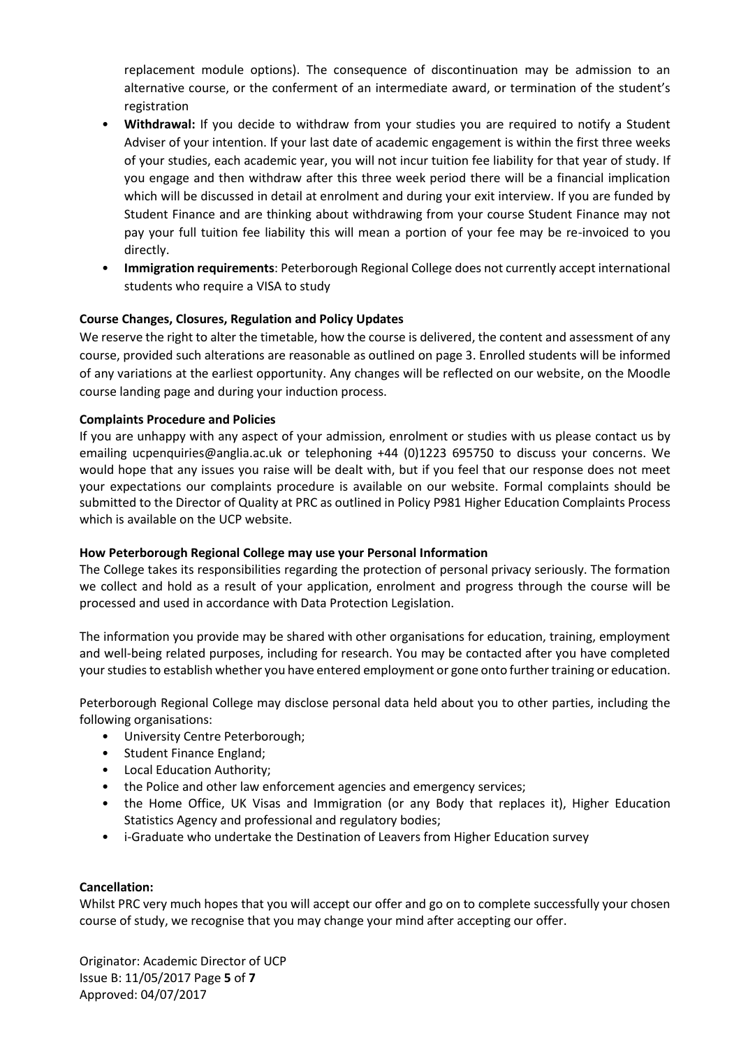replacement module options). The consequence of discontinuation may be admission to an alternative course, or the conferment of an intermediate award, or termination of the student's registration

- **Withdrawal:** If you decide to withdraw from your studies you are required to notify a Student Adviser of your intention. If your last date of academic engagement is within the first three weeks of your studies, each academic year, you will not incur tuition fee liability for that year of study. If you engage and then withdraw after this three week period there will be a financial implication which will be discussed in detail at enrolment and during your exit interview. If you are funded by Student Finance and are thinking about withdrawing from your course Student Finance may not pay your full tuition fee liability this will mean a portion of your fee may be re-invoiced to you directly.
- **Immigration requirements**: Peterborough Regional College does not currently accept international students who require a VISA to study

**Course Changes, Closures, Regulation and Policy Updates**

We reserve the right to alter the timetable, how the course is delivered, the content and assessment of any course, provided such alterations are reasonable as outlined on page 3. Enrolled students will be informed of any variations at the earliest opportunity. Any changes will be reflected on our website, on the Moodle course landing page and during your induction process.

**Complaints Procedure and Policies**

If you are unhappy with any aspect of your admission, enrolment or studies with us please contact us by emailing ucpenquiries@anglia.ac.uk or telephoning +44 (0)1223 695750 to discuss your concerns. We would hope that any issues you raise will be dealt with, but if you feel that our response does not meet your expectations our complaints procedure is available on our website. Formal complaints should be submitted to the Director of Quality at PRC as outlined in Policy P981 Higher Education Complaints Process which is available on the UCP website.

**How Peterborough Regional College may use your Personal Information**

The College takes its responsibilities regarding the protection of personal privacy seriously. The formation we collect and hold as a result of your application, enrolment and progress through the course will be processed and used in accordance with Data Protection Legislation.

The information you provide may be shared with other organisations for education, training, employment and well-being related purposes, including for research. You may be contacted after you have completed your studies to establish whether you have entered employment or gone onto further training or education.

Peterborough Regional College may disclose personal data held about you to other parties, including the following organisations:

- University Centre Peterborough;
- Student Finance England;
- Local Education Authority;
- the Police and other law enforcement agencies and emergency services;
- the Home Office, UK Visas and Immigration (or any Body that replaces it), Higher Education Statistics Agency and professional and regulatory bodies;
- i-Graduate who undertake the Destination of Leavers from Higher Education survey

**Cancellation:**

Whilst PRC very much hopes that you will accept our offer and go on to complete successfully your chosen course of study, we recognise that you may change your mind after accepting our offer.

Originator: Academic Director of UCP
Issue B: 11/05/2017
Approved: 04/07/2017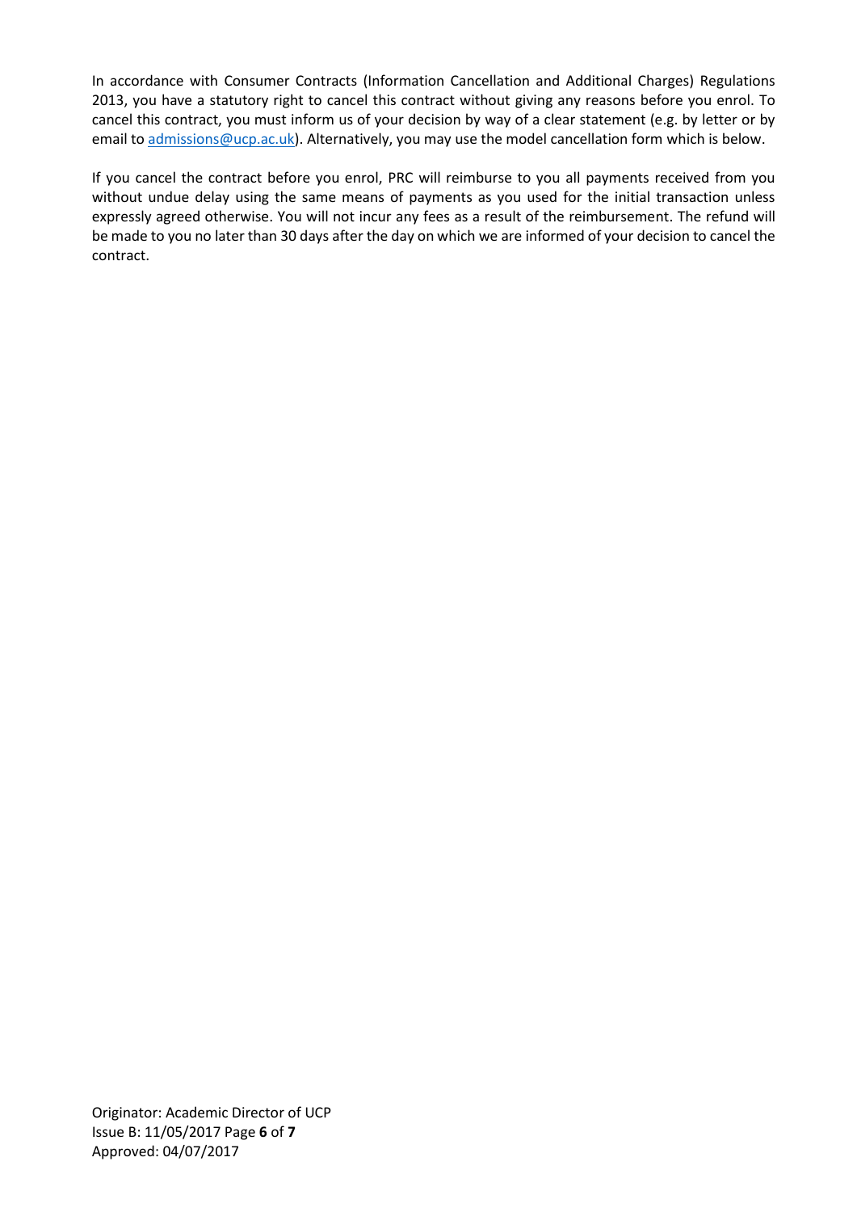In accordance with Consumer Contracts (Information Cancellation and Additional Charges) Regulations 2013, you have a statutory right to cancel this contract without giving any reasons before you enrol. To cancel this contract, you must inform us of your decision by way of a clear statement (e.g. by letter or by email to [admissions@ucp.ac.uk](mailto:admissions@ucp.ac.uk)). Alternatively, you may use the model cancellation form which is below.

If you cancel the contract before you enrol, PRC will reimburse to you all payments received from you without undue delay using the same means of payments as you used for the initial transaction unless expressly agreed otherwise. You will not incur any fees as a result of the reimbursement. The refund will be made to you no later than 30 days after the day on which we are informed of your decision to cancel the contract.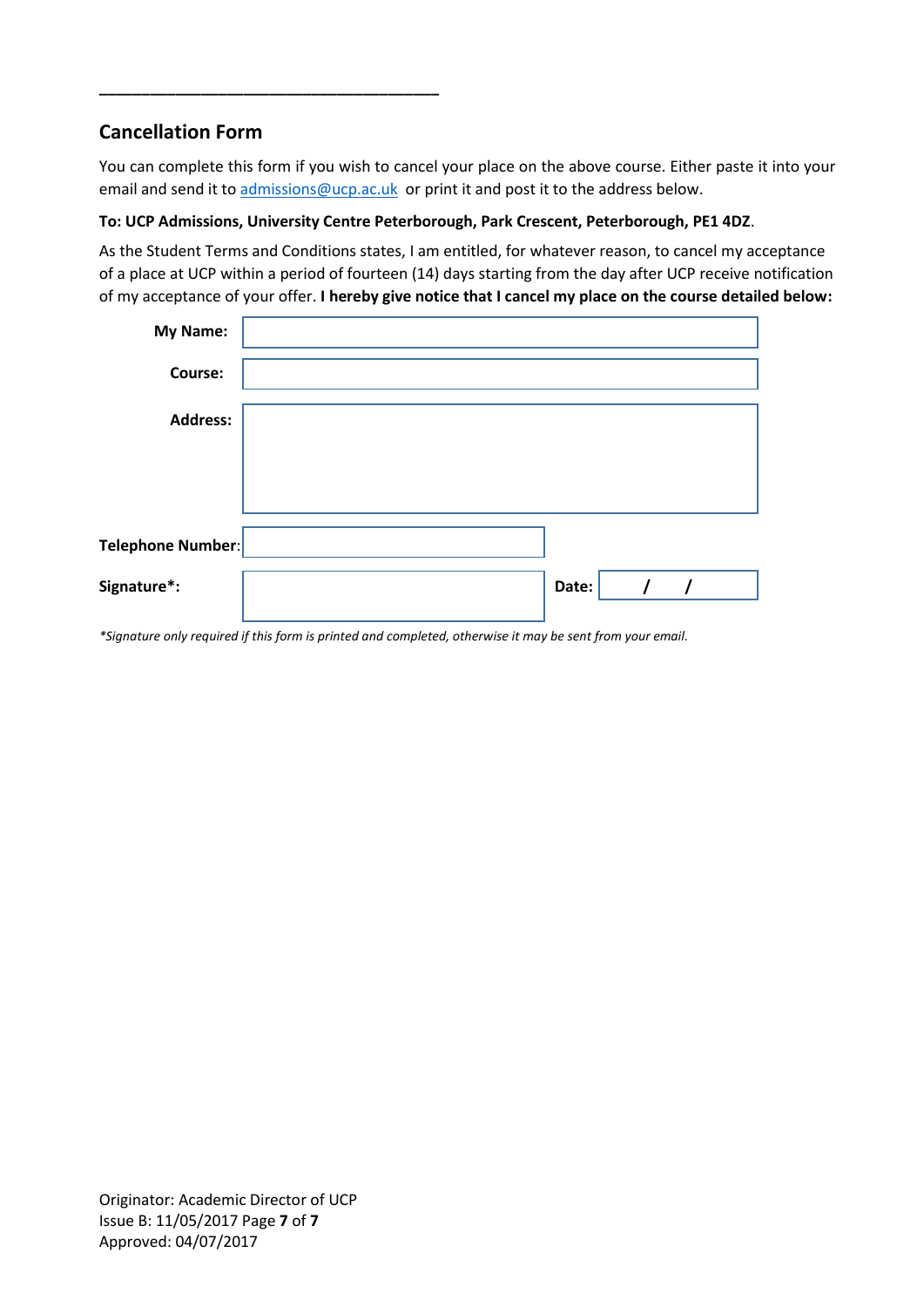---

## Cancellation Form

You can complete this form if you wish to cancel your place on the above course. Either paste it into your email and send it to admissions@ucp.ac.uk or print it and post it to the address below.

**To: UCP Admissions, University Centre Peterborough, Park Crescent, Peterborough, PE1 4DZ**.

As the Student Terms and Conditions states, I am entitled, for whatever reason, to cancel my acceptance of a place at UCP within a period of fourteen (14) days starting from the day after UCP receive notification of my acceptance of your offer. **I hereby give notice that I cancel my place on the course detailed below:**

| | | | |
|---|---|---|---|
| **My Name:** | | | |
| **Course:** | | | |
| **Address:** | | | |
| **Telephone Number**: | | | |
| **Signature*:** | | **Date:** | / / |

*\*Signature only required if this form is printed and completed, otherwise it may be sent from your email.*

Originator: Academic Director of UCP
Issue B: 11/05/2017
Approved: 04/07/2017